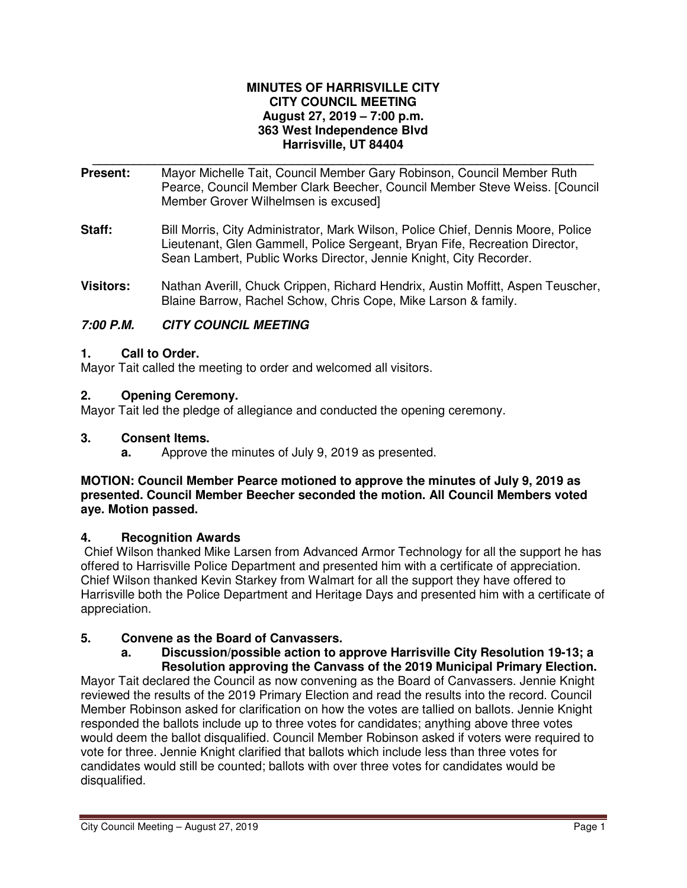**MINUTES OF HARRISVILLE CITY**
**CITY COUNCIL MEETING**
**August 27, 2019 – 7:00 p.m.**
**363 West Independence Blvd**
**Harrisville, UT 84404**

---

**Present:** Mayor Michelle Tait, Council Member Gary Robinson, Council Member Ruth Pearce, Council Member Clark Beecher, Council Member Steve Weiss. [Council Member Grover Wilhelmsen is excused]

**Staff:** Bill Morris, City Administrator, Mark Wilson, Police Chief, Dennis Moore, Police Lieutenant, Glen Gammell, Police Sergeant, Bryan Fife, Recreation Director, Sean Lambert, Public Works Director, Jennie Knight, City Recorder.

**Visitors:** Nathan Averill, Chuck Crippen, Richard Hendrix, Austin Moffitt, Aspen Teuscher, Blaine Barrow, Rachel Schow, Chris Cope, Mike Larson & family.

## *7:00 P.M. CITY COUNCIL MEETING*

### 1. Call to Order.

Mayor Tait called the meeting to order and welcomed all visitors.

### 2. Opening Ceremony.

Mayor Tait led the pledge of allegiance and conducted the opening ceremony.

### 3. Consent Items.

**a.** Approve the minutes of July 9, 2019 as presented.

**MOTION: Council Member Pearce motioned to approve the minutes of July 9, 2019 as presented. Council Member Beecher seconded the motion. All Council Members voted aye. Motion passed.**

### 4. Recognition Awards

Chief Wilson thanked Mike Larsen from Advanced Armor Technology for all the support he has offered to Harrisville Police Department and presented him with a certificate of appreciation. Chief Wilson thanked Kevin Starkey from Walmart for all the support they have offered to Harrisville both the Police Department and Heritage Days and presented him with a certificate of appreciation.

### 5. Convene as the Board of Canvassers.

**a. Discussion/possible action to approve Harrisville City Resolution 19-13; a Resolution approving the Canvass of the 2019 Municipal Primary Election.**

Mayor Tait declared the Council as now convening as the Board of Canvassers. Jennie Knight reviewed the results of the 2019 Primary Election and read the results into the record. Council Member Robinson asked for clarification on how the votes are tallied on ballots. Jennie Knight responded the ballots include up to three votes for candidates; anything above three votes would deem the ballot disqualified. Council Member Robinson asked if voters were required to vote for three. Jennie Knight clarified that ballots which include less than three votes for candidates would still be counted; ballots with over three votes for candidates would be disqualified.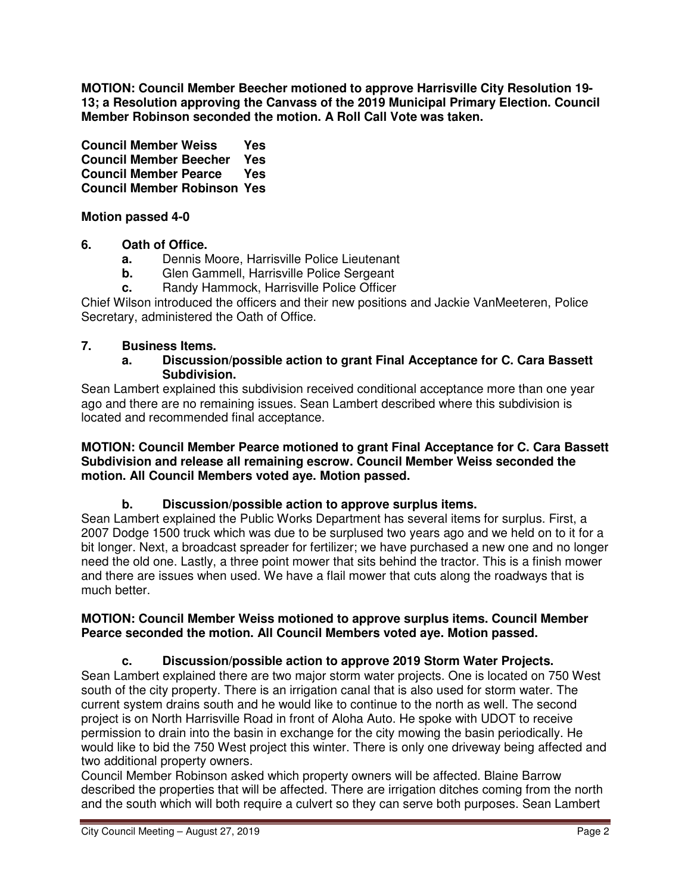**MOTION: Council Member Beecher motioned to approve Harrisville City Resolution 19-13; a Resolution approving the Canvass of the 2019 Municipal Primary Election. Council Member Robinson seconded the motion. A Roll Call Vote was taken.**

**Council Member Weiss Yes**
**Council Member Beecher Yes**
**Council Member Pearce Yes**
**Council Member Robinson Yes**

**Motion passed 4-0**

**6. Oath of Office.**

- **a.** Dennis Moore, Harrisville Police Lieutenant
- **b.** Glen Gammell, Harrisville Police Sergeant
- **c.** Randy Hammock, Harrisville Police Officer

Chief Wilson introduced the officers and their new positions and Jackie VanMeeteren, Police Secretary, administered the Oath of Office.

**7. Business Items.**

**a. Discussion/possible action to grant Final Acceptance for C. Cara Bassett Subdivision.**

Sean Lambert explained this subdivision received conditional acceptance more than one year ago and there are no remaining issues. Sean Lambert described where this subdivision is located and recommended final acceptance.

**MOTION: Council Member Pearce motioned to grant Final Acceptance for C. Cara Bassett Subdivision and release all remaining escrow. Council Member Weiss seconded the motion. All Council Members voted aye. Motion passed.**

**b. Discussion/possible action to approve surplus items.**

Sean Lambert explained the Public Works Department has several items for surplus. First, a 2007 Dodge 1500 truck which was due to be surplused two years ago and we held on to it for a bit longer. Next, a broadcast spreader for fertilizer; we have purchased a new one and no longer need the old one. Lastly, a three point mower that sits behind the tractor. This is a finish mower and there are issues when used. We have a flail mower that cuts along the roadways that is much better.

**MOTION: Council Member Weiss motioned to approve surplus items. Council Member Pearce seconded the motion. All Council Members voted aye. Motion passed.**

**c. Discussion/possible action to approve 2019 Storm Water Projects.**

Sean Lambert explained there are two major storm water projects. One is located on 750 West south of the city property. There is an irrigation canal that is also used for storm water. The current system drains south and he would like to continue to the north as well. The second project is on North Harrisville Road in front of Aloha Auto. He spoke with UDOT to receive permission to drain into the basin in exchange for the city mowing the basin periodically. He would like to bid the 750 West project this winter. There is only one driveway being affected and two additional property owners.

Council Member Robinson asked which property owners will be affected. Blaine Barrow described the properties that will be affected. There are irrigation ditches coming from the north and the south which will both require a culvert so they can serve both purposes. Sean Lambert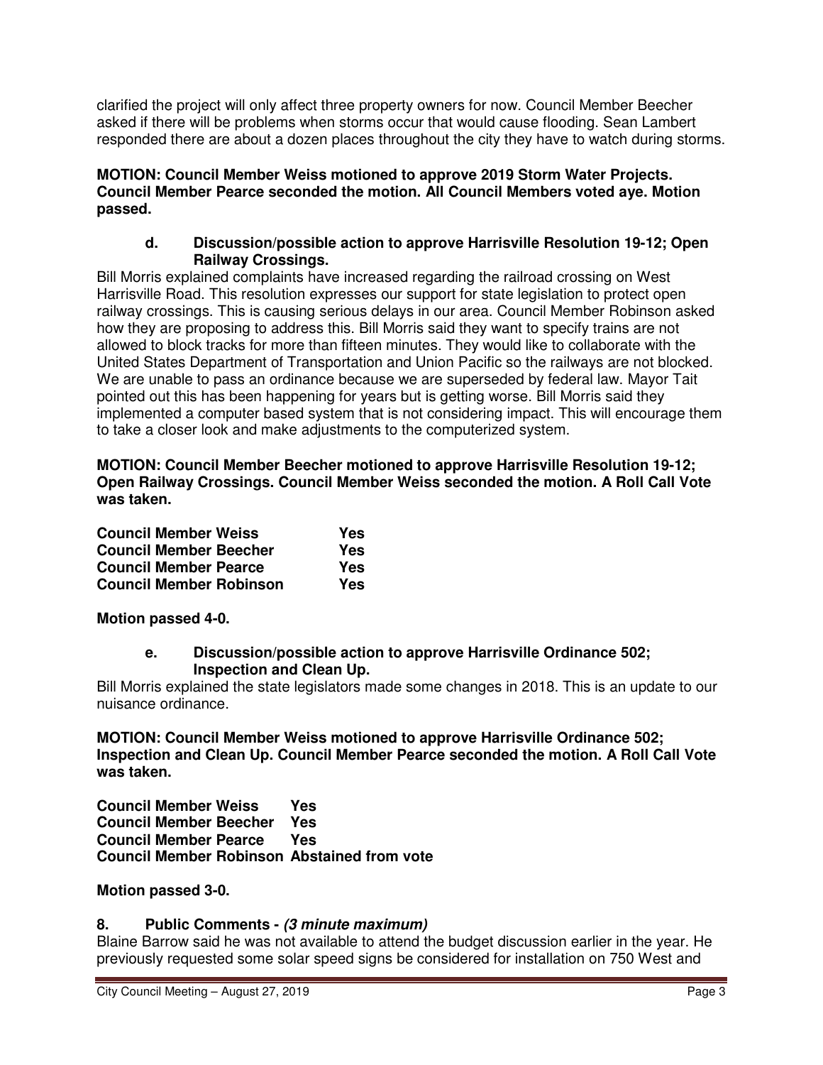clarified the project will only affect three property owners for now. Council Member Beecher asked if there will be problems when storms occur that would cause flooding. Sean Lambert responded there are about a dozen places throughout the city they have to watch during storms.

**MOTION: Council Member Weiss motioned to approve 2019 Storm Water Projects. Council Member Pearce seconded the motion. All Council Members voted aye. Motion passed.**

### d. Discussion/possible action to approve Harrisville Resolution 19-12; Open Railway Crossings.

Bill Morris explained complaints have increased regarding the railroad crossing on West Harrisville Road. This resolution expresses our support for state legislation to protect open railway crossings. This is causing serious delays in our area. Council Member Robinson asked how they are proposing to address this. Bill Morris said they want to specify trains are not allowed to block tracks for more than fifteen minutes. They would like to collaborate with the United States Department of Transportation and Union Pacific so the railways are not blocked. We are unable to pass an ordinance because we are superseded by federal law. Mayor Tait pointed out this has been happening for years but is getting worse. Bill Morris said they implemented a computer based system that is not considering impact. This will encourage them to take a closer look and make adjustments to the computerized system.

**MOTION: Council Member Beecher motioned to approve Harrisville Resolution 19-12; Open Railway Crossings. Council Member Weiss seconded the motion. A Roll Call Vote was taken.**

| | |
|---|---|
| **Council Member Weiss** | **Yes** |
| **Council Member Beecher** | **Yes** |
| **Council Member Pearce** | **Yes** |
| **Council Member Robinson** | **Yes** |

**Motion passed 4-0.**

### e. Discussion/possible action to approve Harrisville Ordinance 502; Inspection and Clean Up.

Bill Morris explained the state legislators made some changes in 2018. This is an update to our nuisance ordinance.

**MOTION: Council Member Weiss motioned to approve Harrisville Ordinance 502; Inspection and Clean Up. Council Member Pearce seconded the motion. A Roll Call Vote was taken.**

| | |
|---|---|
| **Council Member Weiss** | **Yes** |
| **Council Member Beecher** | **Yes** |
| **Council Member Pearce** | **Yes** |
| **Council Member Robinson** | **Abstained from vote** |

**Motion passed 3-0.**

## 8. Public Comments - *(3 minute maximum)*

Blaine Barrow said he was not available to attend the budget discussion earlier in the year. He previously requested some solar speed signs be considered for installation on 750 West and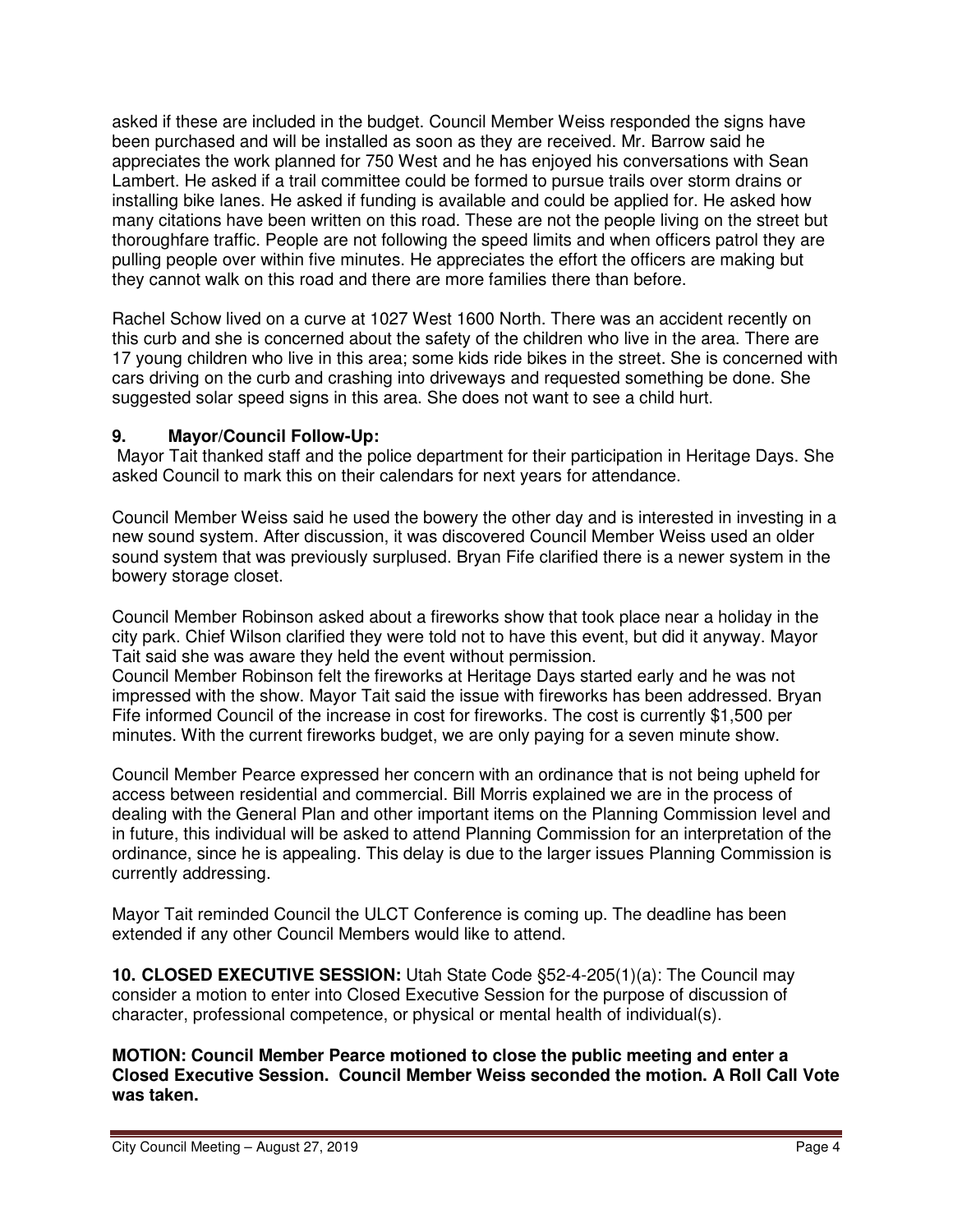asked if these are included in the budget. Council Member Weiss responded the signs have been purchased and will be installed as soon as they are received. Mr. Barrow said he appreciates the work planned for 750 West and he has enjoyed his conversations with Sean Lambert. He asked if a trail committee could be formed to pursue trails over storm drains or installing bike lanes. He asked if funding is available and could be applied for. He asked how many citations have been written on this road. These are not the people living on the street but thoroughfare traffic. People are not following the speed limits and when officers patrol they are pulling people over within five minutes. He appreciates the effort the officers are making but they cannot walk on this road and there are more families there than before.

Rachel Schow lived on a curve at 1027 West 1600 North. There was an accident recently on this curb and she is concerned about the safety of the children who live in the area. There are 17 young children who live in this area; some kids ride bikes in the street. She is concerned with cars driving on the curb and crashing into driveways and requested something be done. She suggested solar speed signs in this area. She does not want to see a child hurt.

**9. Mayor/Council Follow-Up:**

Mayor Tait thanked staff and the police department for their participation in Heritage Days. She asked Council to mark this on their calendars for next years for attendance.

Council Member Weiss said he used the bowery the other day and is interested in investing in a new sound system. After discussion, it was discovered Council Member Weiss used an older sound system that was previously surplused. Bryan Fife clarified there is a newer system in the bowery storage closet.

Council Member Robinson asked about a fireworks show that took place near a holiday in the city park. Chief Wilson clarified they were told not to have this event, but did it anyway. Mayor Tait said she was aware they held the event without permission.

Council Member Robinson felt the fireworks at Heritage Days started early and he was not impressed with the show. Mayor Tait said the issue with fireworks has been addressed. Bryan Fife informed Council of the increase in cost for fireworks. The cost is currently $1,500 per minutes. With the current fireworks budget, we are only paying for a seven minute show.

Council Member Pearce expressed her concern with an ordinance that is not being upheld for access between residential and commercial. Bill Morris explained we are in the process of dealing with the General Plan and other important items on the Planning Commission level and in future, this individual will be asked to attend Planning Commission for an interpretation of the ordinance, since he is appealing. This delay is due to the larger issues Planning Commission is currently addressing.

Mayor Tait reminded Council the ULCT Conference is coming up. The deadline has been extended if any other Council Members would like to attend.

**10. CLOSED EXECUTIVE SESSION:** Utah State Code §52-4-205(1)(a): The Council may consider a motion to enter into Closed Executive Session for the purpose of discussion of character, professional competence, or physical or mental health of individual(s).

**MOTION: Council Member Pearce motioned to close the public meeting and enter a Closed Executive Session. Council Member Weiss seconded the motion. A Roll Call Vote was taken.**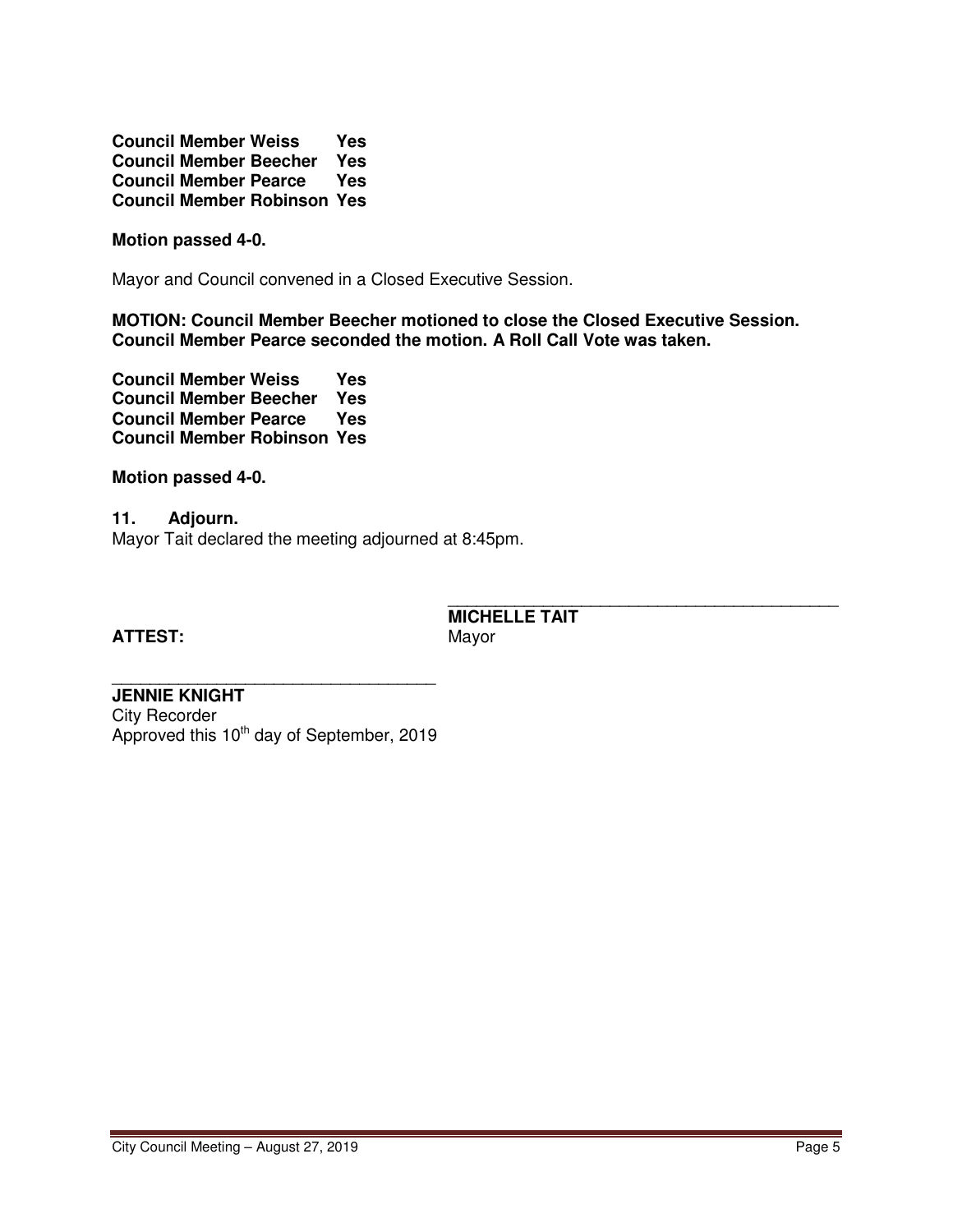**Council Member Weiss Yes**
**Council Member Beecher Yes**
**Council Member Pearce Yes**
**Council Member Robinson Yes**

**Motion passed 4-0.**

Mayor and Council convened in a Closed Executive Session.

**MOTION: Council Member Beecher motioned to close the Closed Executive Session. Council Member Pearce seconded the motion. A Roll Call Vote was taken.**

**Council Member Weiss Yes**
**Council Member Beecher Yes**
**Council Member Pearce Yes**
**Council Member Robinson Yes**

**Motion passed 4-0.**

**11. Adjourn.**

Mayor Tait declared the meeting adjourned at 8:45pm.

\_\_\_\_\_\_\_\_\_\_\_\_\_\_\_\_\_\_\_\_\_\_\_\_\_\_\_\_\_\_\_\_\_\_\_\_\_\_\_\_\_\_
**MICHELLE TAIT**
Mayor

**ATTEST:**

\_\_\_\_\_\_\_\_\_\_\_\_\_\_\_\_\_\_\_\_\_\_\_\_\_\_\_\_\_\_\_\_\_\_\_\_
**JENNIE KNIGHT**
City Recorder
Approved this 10th day of September, 2019